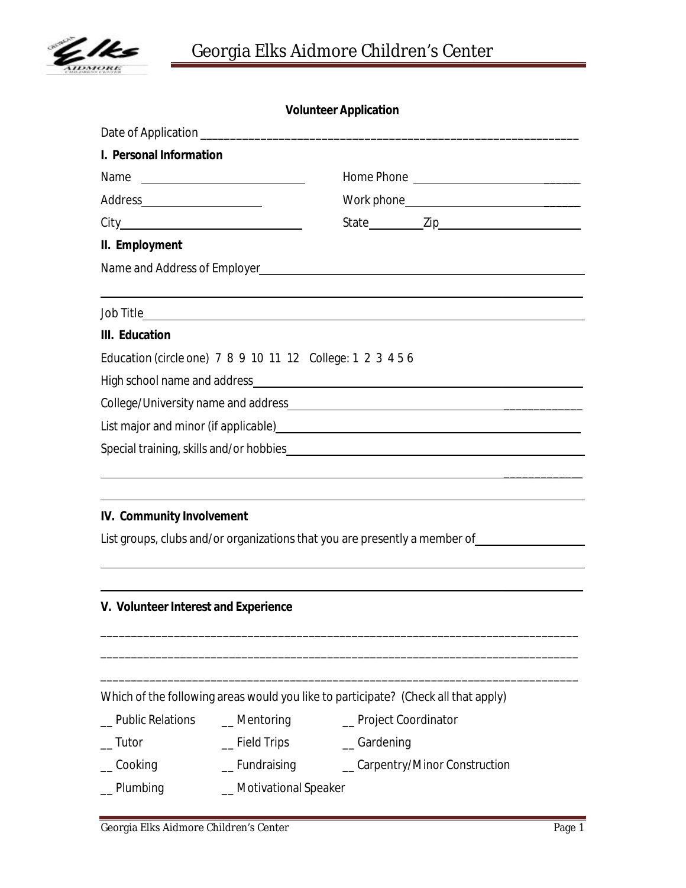# Georgia Elks Aidmore Children's Center

## Volunteer Application

Date of Application ______________________________________________________________

**I. Personal Information**

Name ____________________________ Home Phone ____________________________

Address ____________________ Work phone ____________________________

City ____________________________ State __________ Zip ____________________

**II. Employment**

Name and Address of Employer ______________________________________________

______________________________________________________________________________

Job Title _______________________________________________________________________

**III. Education**

Education (circle one) 7 8 9 10 11 12 College: 1 2 3 4 5 6

High school name and address ______________________________________________

College/University name and address ________________________________________

List major and minor (if applicable) _________________________________________

Special training, skills and/or hobbies _______________________________________

______________________________________________________________________________

______________________________________________________________________________

**IV. Community Involvement**

List groups, clubs and/or organizations that you are presently a member of ____________

______________________________________________________________________________

______________________________________________________________________________

**V. Volunteer Interest and Experience**

______________________________________________________________________________

______________________________________________________________________________

______________________________________________________________________________

Which of the following areas would you like to participate? (Check all that apply)

__ Public Relations __ Mentoring __ Project Coordinator

__ Tutor __ Field Trips __ Gardening

__ Cooking __ Fundraising __ Carpentry/Minor Construction

__ Plumbing __ Motivational Speaker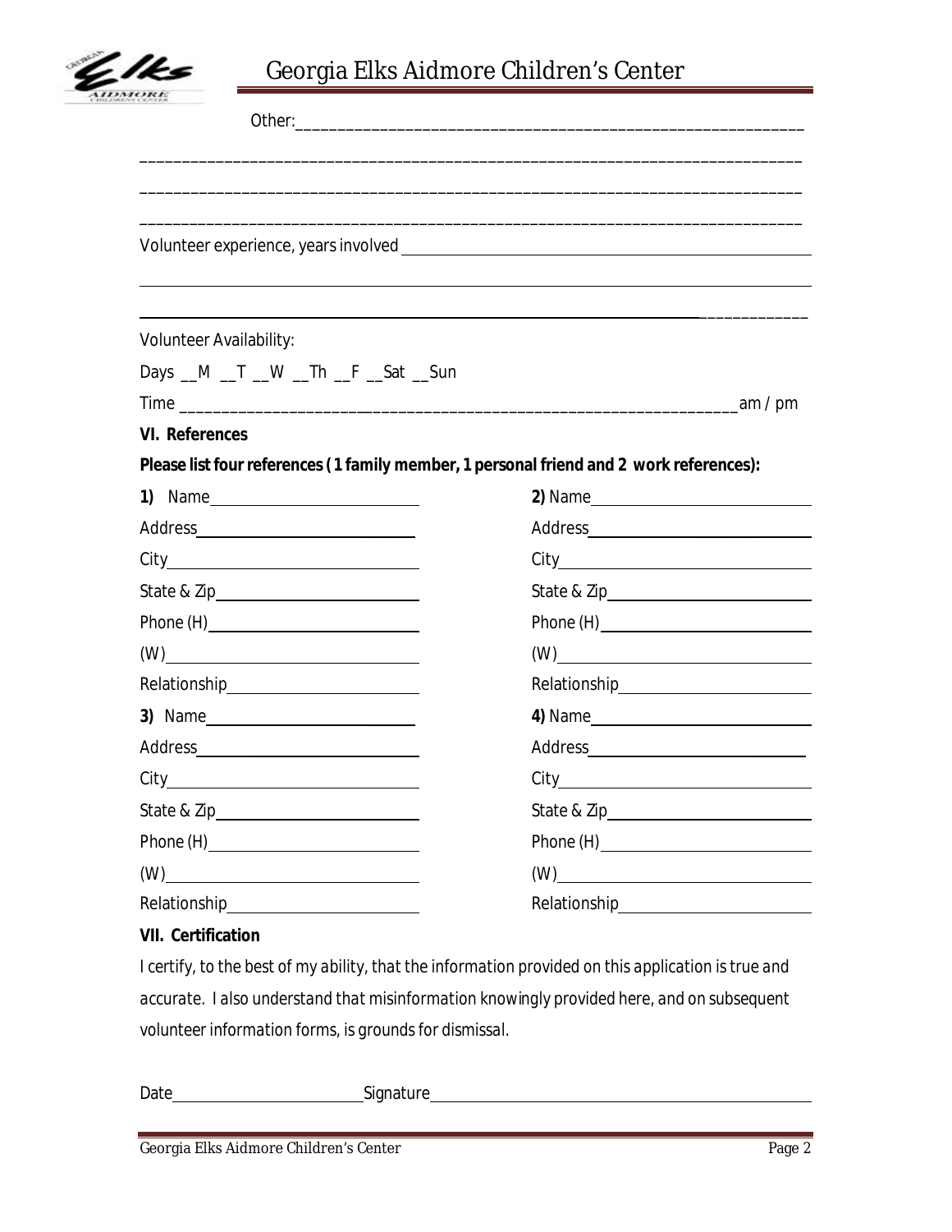Other:______________________________________________________________

________________________________________________________________________________

________________________________________________________________________________

________________________________________________________________________________

Volunteer experience, years involved ________________________________________________

________________________________________________________________________________

________________________________________________________________________________

Volunteer Availability:

Days __M __T __W __Th __F __Sat __Sun

Time __________________________________________________________________ am / pm

**VI. References**

**Please list four references ( 1 family member, 1 personal friend and 2 work references):**

**1)** Name____________________________

Address____________________________

City____________________________

State & Zip____________________________

Phone (H)____________________________

(W)____________________________

Relationship____________________________

**2)** Name____________________________

Address____________________________

City____________________________

State & Zip____________________________

Phone (H)____________________________

(W)____________________________

Relationship____________________________

**3)** Name____________________________

Address____________________________

City____________________________

State & Zip____________________________

Phone (H)____________________________

(W)____________________________

Relationship____________________________

**4)** Name____________________________

Address____________________________

City____________________________

State & Zip____________________________

Phone (H)____________________________

(W)____________________________

Relationship____________________________

**VII. Certification**

I certify, to the best of my ability, that the information provided on this application is true and accurate. I also understand that misinformation knowingly provided here, and on subsequent volunteer information forms, is grounds for dismissal.

Date________________________ Signature________________________________________________